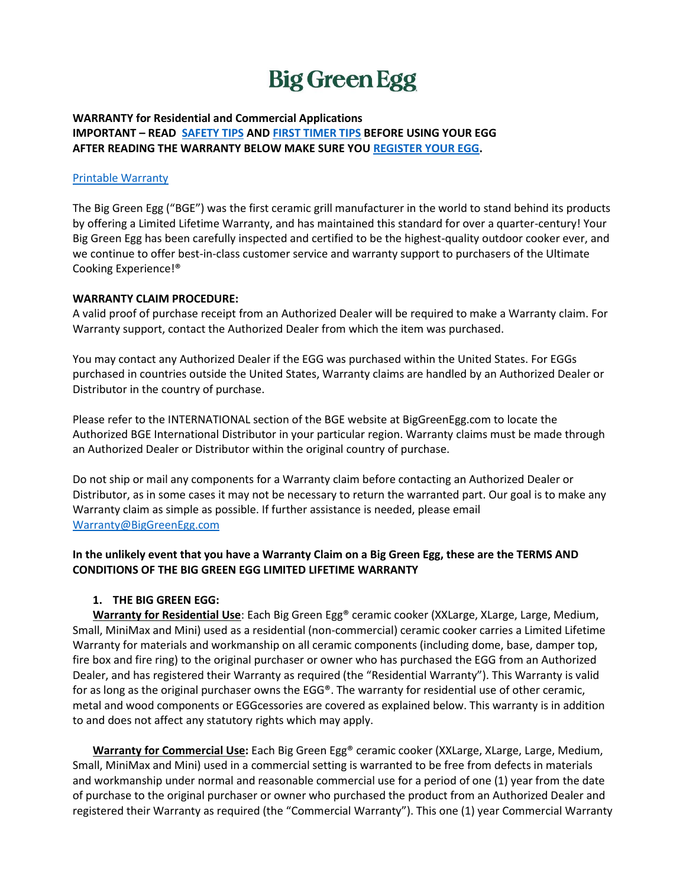# Big Green Egg

**WARRANTY for Residential and Commercial Applications**
**IMPORTANT – READ SAFETY TIPS AND FIRST TIMER TIPS BEFORE USING YOUR EGG**
**AFTER READING THE WARRANTY BELOW MAKE SURE YOU REGISTER YOUR EGG.**

Printable Warranty

The Big Green Egg ("BGE") was the first ceramic grill manufacturer in the world to stand behind its products by offering a Limited Lifetime Warranty, and has maintained this standard for over a quarter-century! Your Big Green Egg has been carefully inspected and certified to be the highest-quality outdoor cooker ever, and we continue to offer best-in-class customer service and warranty support to purchasers of the Ultimate Cooking Experience!®

**WARRANTY CLAIM PROCEDURE:**
A valid proof of purchase receipt from an Authorized Dealer will be required to make a Warranty claim. For Warranty support, contact the Authorized Dealer from which the item was purchased.

You may contact any Authorized Dealer if the EGG was purchased within the United States. For EGGs purchased in countries outside the United States, Warranty claims are handled by an Authorized Dealer or Distributor in the country of purchase.

Please refer to the INTERNATIONAL section of the BGE website at BigGreenEgg.com to locate the Authorized BGE International Distributor in your particular region. Warranty claims must be made through an Authorized Dealer or Distributor within the original country of purchase.

Do not ship or mail any components for a Warranty claim before contacting an Authorized Dealer or Distributor, as in some cases it may not be necessary to return the warranted part. Our goal is to make any Warranty claim as simple as possible. If further assistance is needed, please email Warranty@BigGreenEgg.com

**In the unlikely event that you have a Warranty Claim on a Big Green Egg, these are the TERMS AND CONDITIONS OF THE BIG GREEN EGG LIMITED LIFETIME WARRANTY**

1. **THE BIG GREEN EGG:**

**Warranty for Residential Use**: Each Big Green Egg® ceramic cooker (XXLarge, XLarge, Large, Medium, Small, MiniMax and Mini) used as a residential (non-commercial) ceramic cooker carries a Limited Lifetime Warranty for materials and workmanship on all ceramic components (including dome, base, damper top, fire box and fire ring) to the original purchaser or owner who has purchased the EGG from an Authorized Dealer, and has registered their Warranty as required (the "Residential Warranty"). This Warranty is valid for as long as the original purchaser owns the EGG®. The warranty for residential use of other ceramic, metal and wood components or EGGcessories are covered as explained below. This warranty is in addition to and does not affect any statutory rights which may apply.

**Warranty for Commercial Use:** Each Big Green Egg® ceramic cooker (XXLarge, XLarge, Large, Medium, Small, MiniMax and Mini) used in a commercial setting is warranted to be free from defects in materials and workmanship under normal and reasonable commercial use for a period of one (1) year from the date of purchase to the original purchaser or owner who purchased the product from an Authorized Dealer and registered their Warranty as required (the "Commercial Warranty"). This one (1) year Commercial Warranty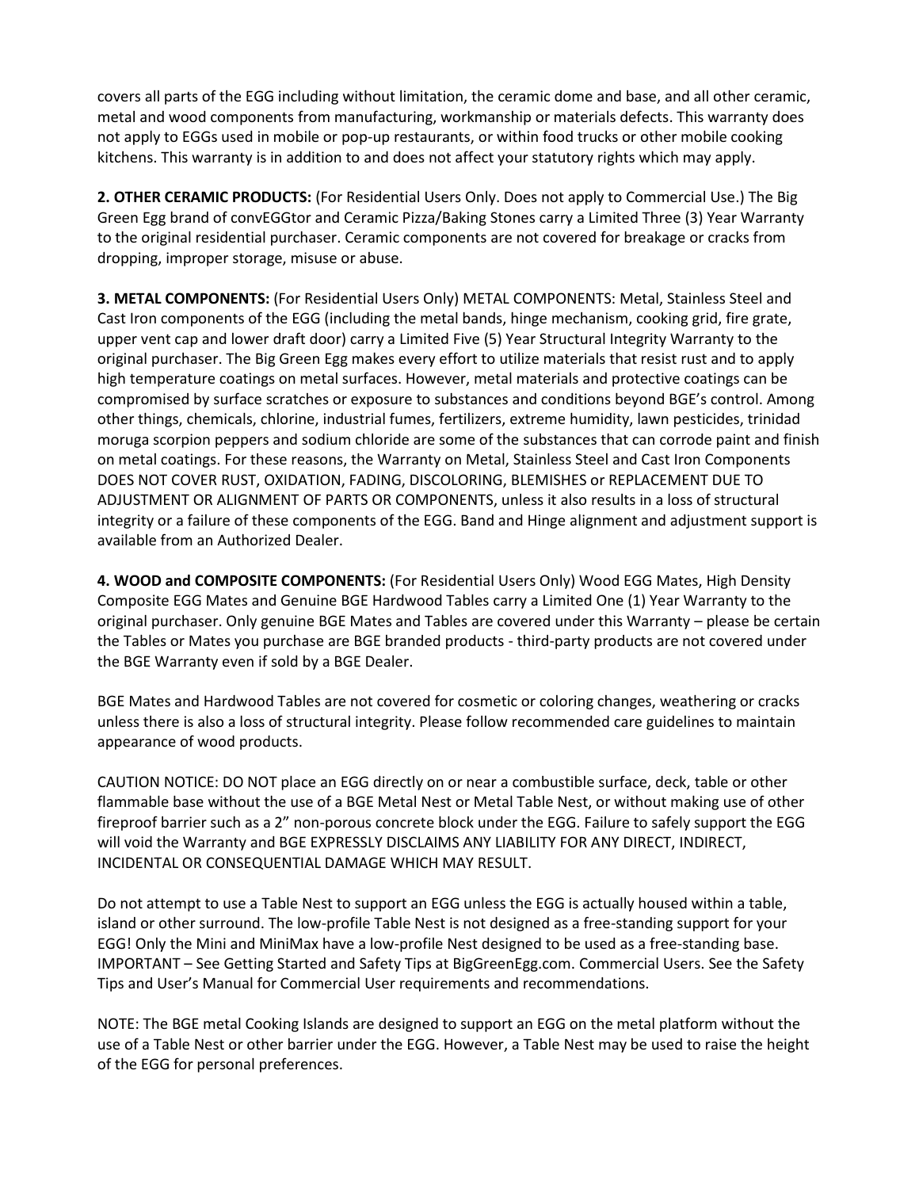covers all parts of the EGG including without limitation, the ceramic dome and base, and all other ceramic, metal and wood components from manufacturing, workmanship or materials defects. This warranty does not apply to EGGs used in mobile or pop-up restaurants, or within food trucks or other mobile cooking kitchens. This warranty is in addition to and does not affect your statutory rights which may apply.

**2. OTHER CERAMIC PRODUCTS:** (For Residential Users Only. Does not apply to Commercial Use.) The Big Green Egg brand of convEGGtor and Ceramic Pizza/Baking Stones carry a Limited Three (3) Year Warranty to the original residential purchaser. Ceramic components are not covered for breakage or cracks from dropping, improper storage, misuse or abuse.

**3. METAL COMPONENTS:** (For Residential Users Only) METAL COMPONENTS: Metal, Stainless Steel and Cast Iron components of the EGG (including the metal bands, hinge mechanism, cooking grid, fire grate, upper vent cap and lower draft door) carry a Limited Five (5) Year Structural Integrity Warranty to the original purchaser. The Big Green Egg makes every effort to utilize materials that resist rust and to apply high temperature coatings on metal surfaces. However, metal materials and protective coatings can be compromised by surface scratches or exposure to substances and conditions beyond BGE's control. Among other things, chemicals, chlorine, industrial fumes, fertilizers, extreme humidity, lawn pesticides, trinidad moruga scorpion peppers and sodium chloride are some of the substances that can corrode paint and finish on metal coatings. For these reasons, the Warranty on Metal, Stainless Steel and Cast Iron Components DOES NOT COVER RUST, OXIDATION, FADING, DISCOLORING, BLEMISHES or REPLACEMENT DUE TO ADJUSTMENT OR ALIGNMENT OF PARTS OR COMPONENTS, unless it also results in a loss of structural integrity or a failure of these components of the EGG. Band and Hinge alignment and adjustment support is available from an Authorized Dealer.

**4. WOOD and COMPOSITE COMPONENTS:** (For Residential Users Only) Wood EGG Mates, High Density Composite EGG Mates and Genuine BGE Hardwood Tables carry a Limited One (1) Year Warranty to the original purchaser. Only genuine BGE Mates and Tables are covered under this Warranty – please be certain the Tables or Mates you purchase are BGE branded products - third-party products are not covered under the BGE Warranty even if sold by a BGE Dealer.

BGE Mates and Hardwood Tables are not covered for cosmetic or coloring changes, weathering or cracks unless there is also a loss of structural integrity. Please follow recommended care guidelines to maintain appearance of wood products.

CAUTION NOTICE: DO NOT place an EGG directly on or near a combustible surface, deck, table or other flammable base without the use of a BGE Metal Nest or Metal Table Nest, or without making use of other fireproof barrier such as a 2" non-porous concrete block under the EGG. Failure to safely support the EGG will void the Warranty and BGE EXPRESSLY DISCLAIMS ANY LIABILITY FOR ANY DIRECT, INDIRECT, INCIDENTAL OR CONSEQUENTIAL DAMAGE WHICH MAY RESULT.

Do not attempt to use a Table Nest to support an EGG unless the EGG is actually housed within a table, island or other surround. The low-profile Table Nest is not designed as a free-standing support for your EGG! Only the Mini and MiniMax have a low-profile Nest designed to be used as a free-standing base. IMPORTANT – See Getting Started and Safety Tips at BigGreenEgg.com. Commercial Users. See the Safety Tips and User's Manual for Commercial User requirements and recommendations.

NOTE: The BGE metal Cooking Islands are designed to support an EGG on the metal platform without the use of a Table Nest or other barrier under the EGG. However, a Table Nest may be used to raise the height of the EGG for personal preferences.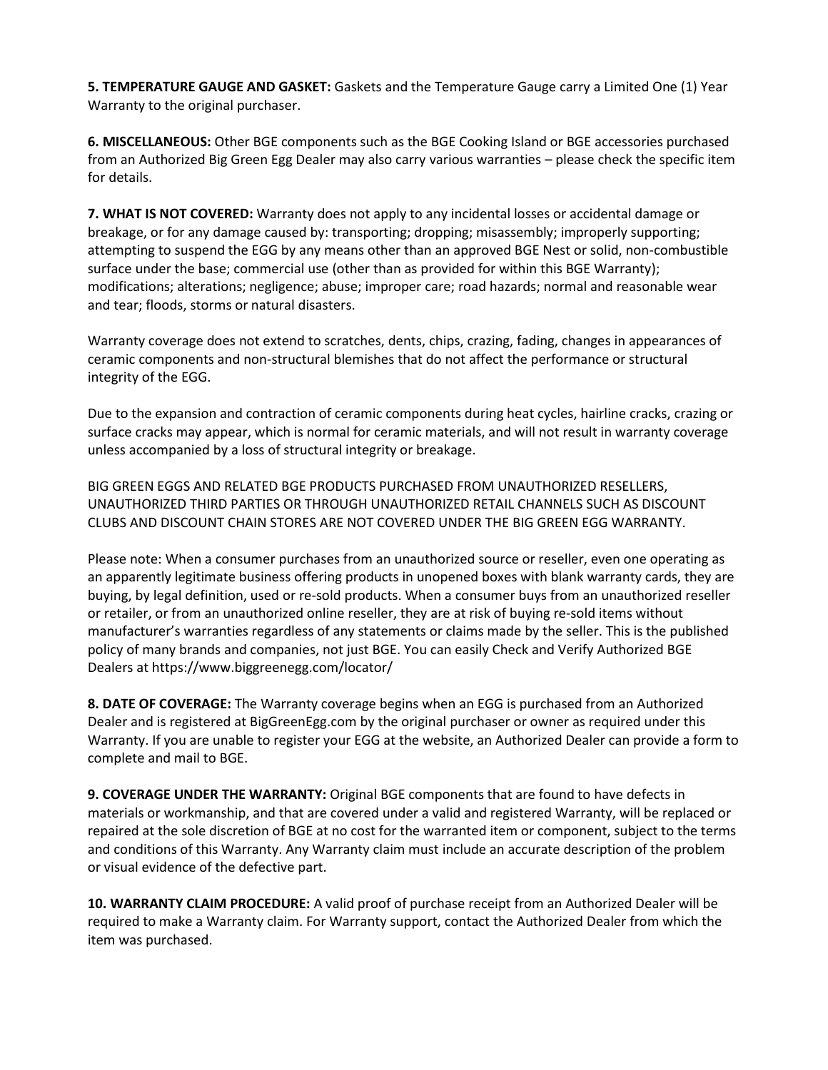**5. TEMPERATURE GAUGE AND GASKET:** Gaskets and the Temperature Gauge carry a Limited One (1) Year Warranty to the original purchaser.

**6. MISCELLANEOUS:** Other BGE components such as the BGE Cooking Island or BGE accessories purchased from an Authorized Big Green Egg Dealer may also carry various warranties – please check the specific item for details.

**7. WHAT IS NOT COVERED:** Warranty does not apply to any incidental losses or accidental damage or breakage, or for any damage caused by: transporting; dropping; misassembly; improperly supporting; attempting to suspend the EGG by any means other than an approved BGE Nest or solid, non-combustible surface under the base; commercial use (other than as provided for within this BGE Warranty); modifications; alterations; negligence; abuse; improper care; road hazards; normal and reasonable wear and tear; floods, storms or natural disasters.

Warranty coverage does not extend to scratches, dents, chips, crazing, fading, changes in appearances of ceramic components and non-structural blemishes that do not affect the performance or structural integrity of the EGG.

Due to the expansion and contraction of ceramic components during heat cycles, hairline cracks, crazing or surface cracks may appear, which is normal for ceramic materials, and will not result in warranty coverage unless accompanied by a loss of structural integrity or breakage.

BIG GREEN EGGS AND RELATED BGE PRODUCTS PURCHASED FROM UNAUTHORIZED RESELLERS, UNAUTHORIZED THIRD PARTIES OR THROUGH UNAUTHORIZED RETAIL CHANNELS SUCH AS DISCOUNT CLUBS AND DISCOUNT CHAIN STORES ARE NOT COVERED UNDER THE BIG GREEN EGG WARRANTY.

Please note: When a consumer purchases from an unauthorized source or reseller, even one operating as an apparently legitimate business offering products in unopened boxes with blank warranty cards, they are buying, by legal definition, used or re-sold products. When a consumer buys from an unauthorized reseller or retailer, or from an unauthorized online reseller, they are at risk of buying re-sold items without manufacturer's warranties regardless of any statements or claims made by the seller. This is the published policy of many brands and companies, not just BGE. You can easily Check and Verify Authorized BGE Dealers at https://www.biggreenegg.com/locator/

**8. DATE OF COVERAGE:** The Warranty coverage begins when an EGG is purchased from an Authorized Dealer and is registered at BigGreenEgg.com by the original purchaser or owner as required under this Warranty. If you are unable to register your EGG at the website, an Authorized Dealer can provide a form to complete and mail to BGE.

**9. COVERAGE UNDER THE WARRANTY:** Original BGE components that are found to have defects in materials or workmanship, and that are covered under a valid and registered Warranty, will be replaced or repaired at the sole discretion of BGE at no cost for the warranted item or component, subject to the terms and conditions of this Warranty. Any Warranty claim must include an accurate description of the problem or visual evidence of the defective part.

**10. WARRANTY CLAIM PROCEDURE:** A valid proof of purchase receipt from an Authorized Dealer will be required to make a Warranty claim. For Warranty support, contact the Authorized Dealer from which the item was purchased.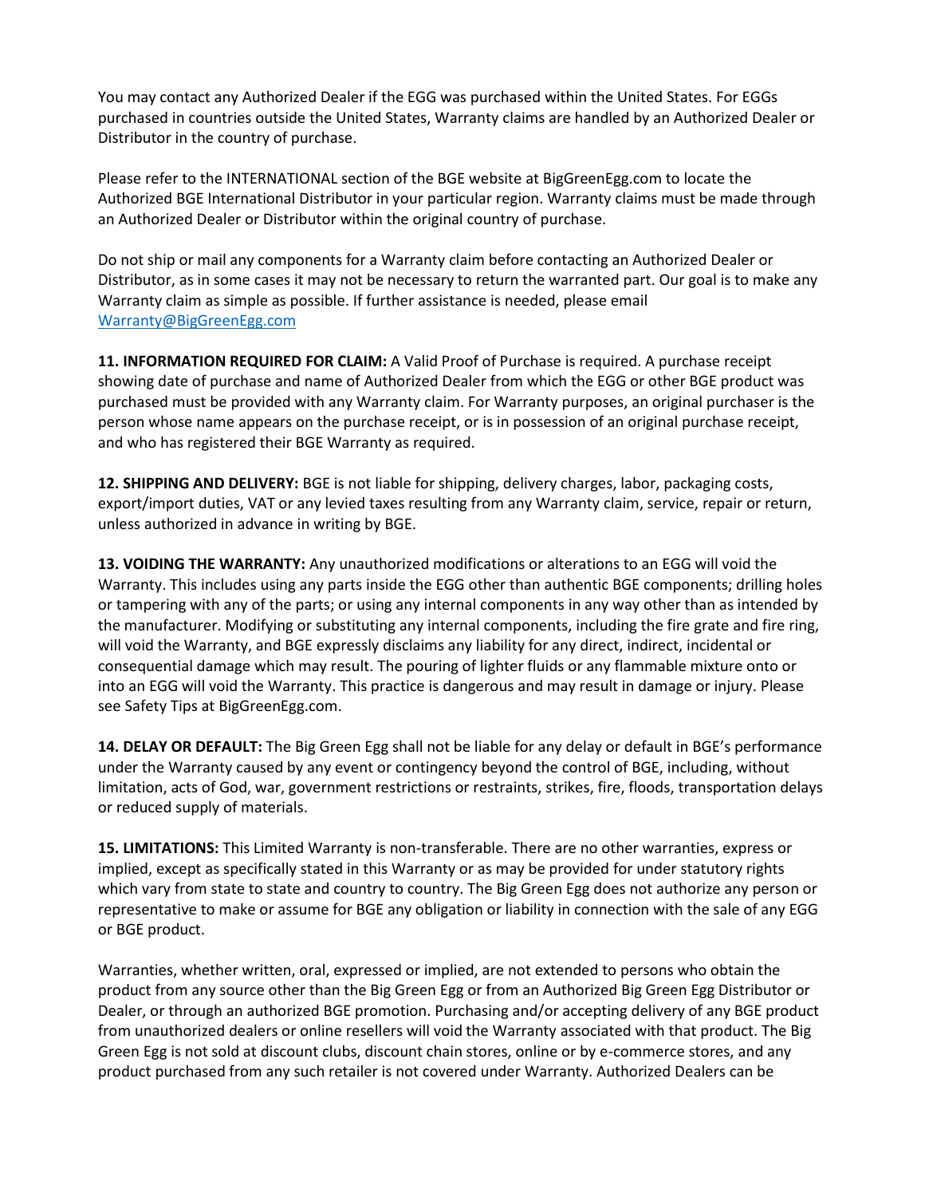You may contact any Authorized Dealer if the EGG was purchased within the United States. For EGGs purchased in countries outside the United States, Warranty claims are handled by an Authorized Dealer or Distributor in the country of purchase.

Please refer to the INTERNATIONAL section of the BGE website at BigGreenEgg.com to locate the Authorized BGE International Distributor in your particular region. Warranty claims must be made through an Authorized Dealer or Distributor within the original country of purchase.

Do not ship or mail any components for a Warranty claim before contacting an Authorized Dealer or Distributor, as in some cases it may not be necessary to return the warranted part. Our goal is to make any Warranty claim as simple as possible. If further assistance is needed, please email [Warranty@BigGreenEgg.com](mailto:Warranty@BigGreenEgg.com)

**11. INFORMATION REQUIRED FOR CLAIM:** A Valid Proof of Purchase is required. A purchase receipt showing date of purchase and name of Authorized Dealer from which the EGG or other BGE product was purchased must be provided with any Warranty claim. For Warranty purposes, an original purchaser is the person whose name appears on the purchase receipt, or is in possession of an original purchase receipt, and who has registered their BGE Warranty as required.

**12. SHIPPING AND DELIVERY:** BGE is not liable for shipping, delivery charges, labor, packaging costs, export/import duties, VAT or any levied taxes resulting from any Warranty claim, service, repair or return, unless authorized in advance in writing by BGE.

**13. VOIDING THE WARRANTY:** Any unauthorized modifications or alterations to an EGG will void the Warranty. This includes using any parts inside the EGG other than authentic BGE components; drilling holes or tampering with any of the parts; or using any internal components in any way other than as intended by the manufacturer. Modifying or substituting any internal components, including the fire grate and fire ring, will void the Warranty, and BGE expressly disclaims any liability for any direct, indirect, incidental or consequential damage which may result. The pouring of lighter fluids or any flammable mixture onto or into an EGG will void the Warranty. This practice is dangerous and may result in damage or injury. Please see Safety Tips at BigGreenEgg.com.

**14. DELAY OR DEFAULT:** The Big Green Egg shall not be liable for any delay or default in BGE's performance under the Warranty caused by any event or contingency beyond the control of BGE, including, without limitation, acts of God, war, government restrictions or restraints, strikes, fire, floods, transportation delays or reduced supply of materials.

**15. LIMITATIONS:** This Limited Warranty is non-transferable. There are no other warranties, express or implied, except as specifically stated in this Warranty or as may be provided for under statutory rights which vary from state to state and country to country. The Big Green Egg does not authorize any person or representative to make or assume for BGE any obligation or liability in connection with the sale of any EGG or BGE product.

Warranties, whether written, oral, expressed or implied, are not extended to persons who obtain the product from any source other than the Big Green Egg or from an Authorized Big Green Egg Distributor or Dealer, or through an authorized BGE promotion. Purchasing and/or accepting delivery of any BGE product from unauthorized dealers or online resellers will void the Warranty associated with that product. The Big Green Egg is not sold at discount clubs, discount chain stores, online or by e-commerce stores, and any product purchased from any such retailer is not covered under Warranty. Authorized Dealers can be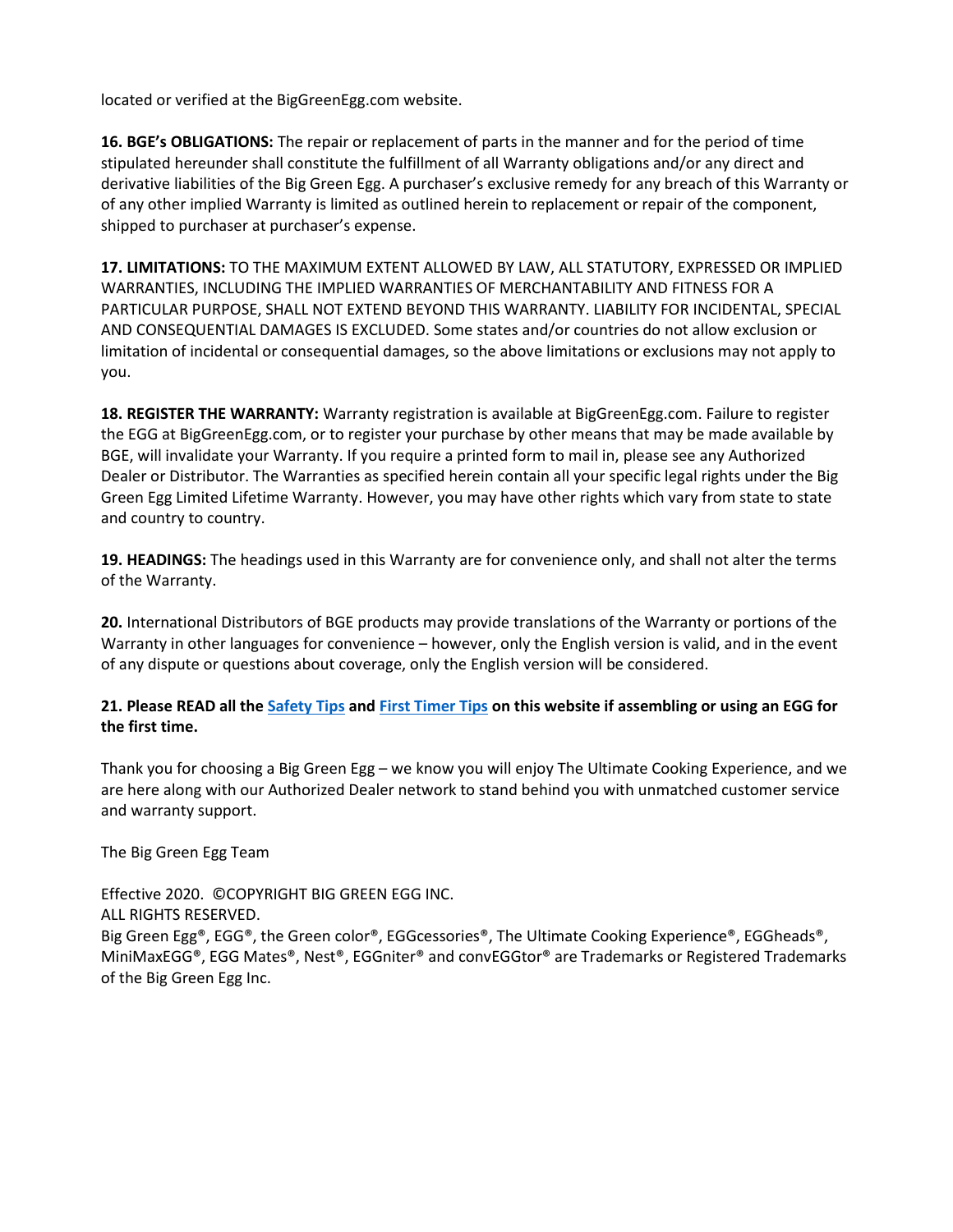located or verified at the BigGreenEgg.com website.

**16. BGE's OBLIGATIONS:** The repair or replacement of parts in the manner and for the period of time stipulated hereunder shall constitute the fulfillment of all Warranty obligations and/or any direct and derivative liabilities of the Big Green Egg. A purchaser's exclusive remedy for any breach of this Warranty or of any other implied Warranty is limited as outlined herein to replacement or repair of the component, shipped to purchaser at purchaser's expense.

**17. LIMITATIONS:** TO THE MAXIMUM EXTENT ALLOWED BY LAW, ALL STATUTORY, EXPRESSED OR IMPLIED WARRANTIES, INCLUDING THE IMPLIED WARRANTIES OF MERCHANTABILITY AND FITNESS FOR A PARTICULAR PURPOSE, SHALL NOT EXTEND BEYOND THIS WARRANTY. LIABILITY FOR INCIDENTAL, SPECIAL AND CONSEQUENTIAL DAMAGES IS EXCLUDED. Some states and/or countries do not allow exclusion or limitation of incidental or consequential damages, so the above limitations or exclusions may not apply to you.

**18. REGISTER THE WARRANTY:** Warranty registration is available at BigGreenEgg.com. Failure to register the EGG at BigGreenEgg.com, or to register your purchase by other means that may be made available by BGE, will invalidate your Warranty. If you require a printed form to mail in, please see any Authorized Dealer or Distributor. The Warranties as specified herein contain all your specific legal rights under the Big Green Egg Limited Lifetime Warranty. However, you may have other rights which vary from state to state and country to country.

**19. HEADINGS:** The headings used in this Warranty are for convenience only, and shall not alter the terms of the Warranty.

**20.** International Distributors of BGE products may provide translations of the Warranty or portions of the Warranty in other languages for convenience – however, only the English version is valid, and in the event of any dispute or questions about coverage, only the English version will be considered.

**21. Please READ all the Safety Tips and First Timer Tips on this website if assembling or using an EGG for the first time.**

Thank you for choosing a Big Green Egg – we know you will enjoy The Ultimate Cooking Experience, and we are here along with our Authorized Dealer network to stand behind you with unmatched customer service and warranty support.

The Big Green Egg Team

Effective 2020. ©COPYRIGHT BIG GREEN EGG INC.
ALL RIGHTS RESERVED.
Big Green Egg®, EGG®, the Green color®, EGGcessories®, The Ultimate Cooking Experience®, EGGheads®, MiniMaxEGG®, EGG Mates®, Nest®, EGGniter® and convEGGtor® are Trademarks or Registered Trademarks of the Big Green Egg Inc.